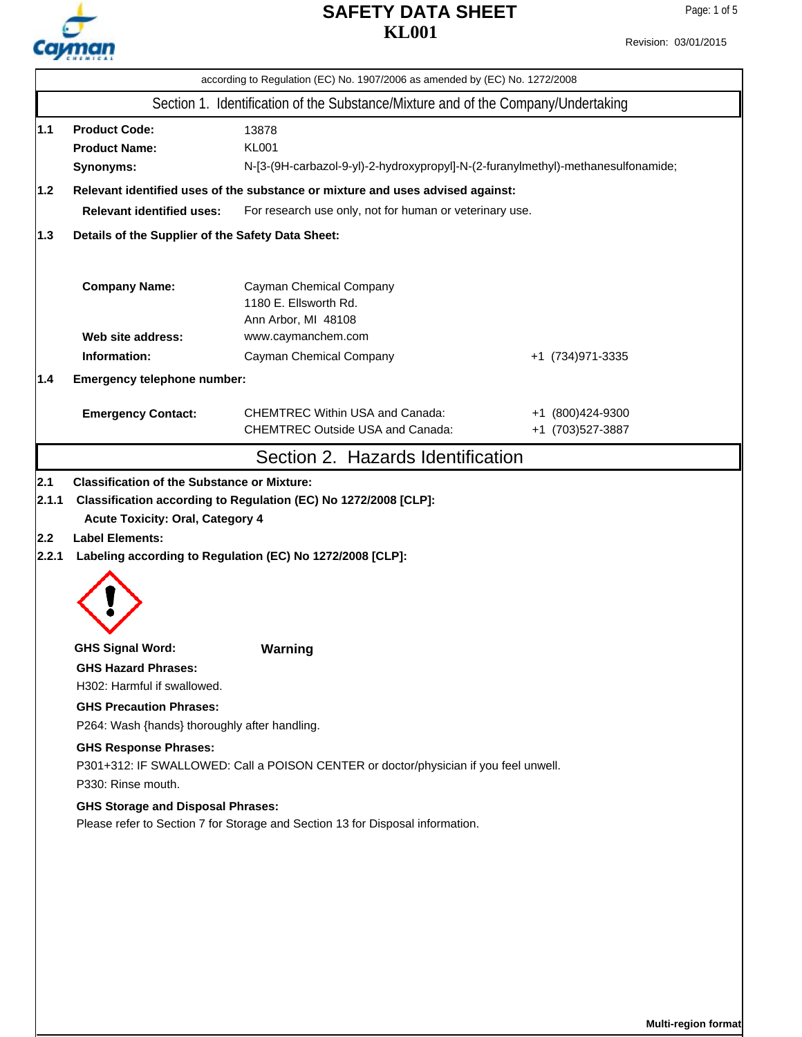# SAFETY DATA SHEET

# KL001

Revision: 03/01/2015

according to Regulation (EC) No. 1907/2006 as amended by (EC) No. 1272/2008

## Section 1. Identification of the Substance/Mixture and of the Company/Undertaking

**1.1 Product Code:** 13878

**Product Name:** KL001

**Synonyms:** N-[3-(9H-carbazol-9-yl)-2-hydroxypropyl]-N-(2-furanylmethyl)-methanesulfonamide;

**1.2 Relevant identified uses of the substance or mixture and uses advised against:**

**Relevant identified uses:** For research use only, not for human or veterinary use.

**1.3 Details of the Supplier of the Safety Data Sheet:**

**Company Name:** Cayman Chemical Company
1180 E. Ellsworth Rd.
Ann Arbor, MI 48108

**Web site address:** www.caymanchem.com

**Information:** Cayman Chemical Company +1 (734)971-3335

**1.4 Emergency telephone number:**

**Emergency Contact:**
CHEMTREC Within USA and Canada: +1 (800)424-9300
CHEMTREC Outside USA and Canada: +1 (703)527-3887

## Section 2. Hazards Identification

**2.1 Classification of the Substance or Mixture:**

**2.1.1 Classification according to Regulation (EC) No 1272/2008 [CLP]:**

**Acute Toxicity: Oral, Category 4**

**2.2 Label Elements:**

**2.2.1 Labeling according to Regulation (EC) No 1272/2008 [CLP]:**

**GHS Signal Word:** **Warning**

**GHS Hazard Phrases:**
H302: Harmful if swallowed.

**GHS Precaution Phrases:**
P264: Wash {hands} thoroughly after handling.

**GHS Response Phrases:**
P301+312: IF SWALLOWED: Call a POISON CENTER or doctor/physician if you feel unwell.
P330: Rinse mouth.

**GHS Storage and Disposal Phrases:**
Please refer to Section 7 for Storage and Section 13 for Disposal information.

**Multi-region format**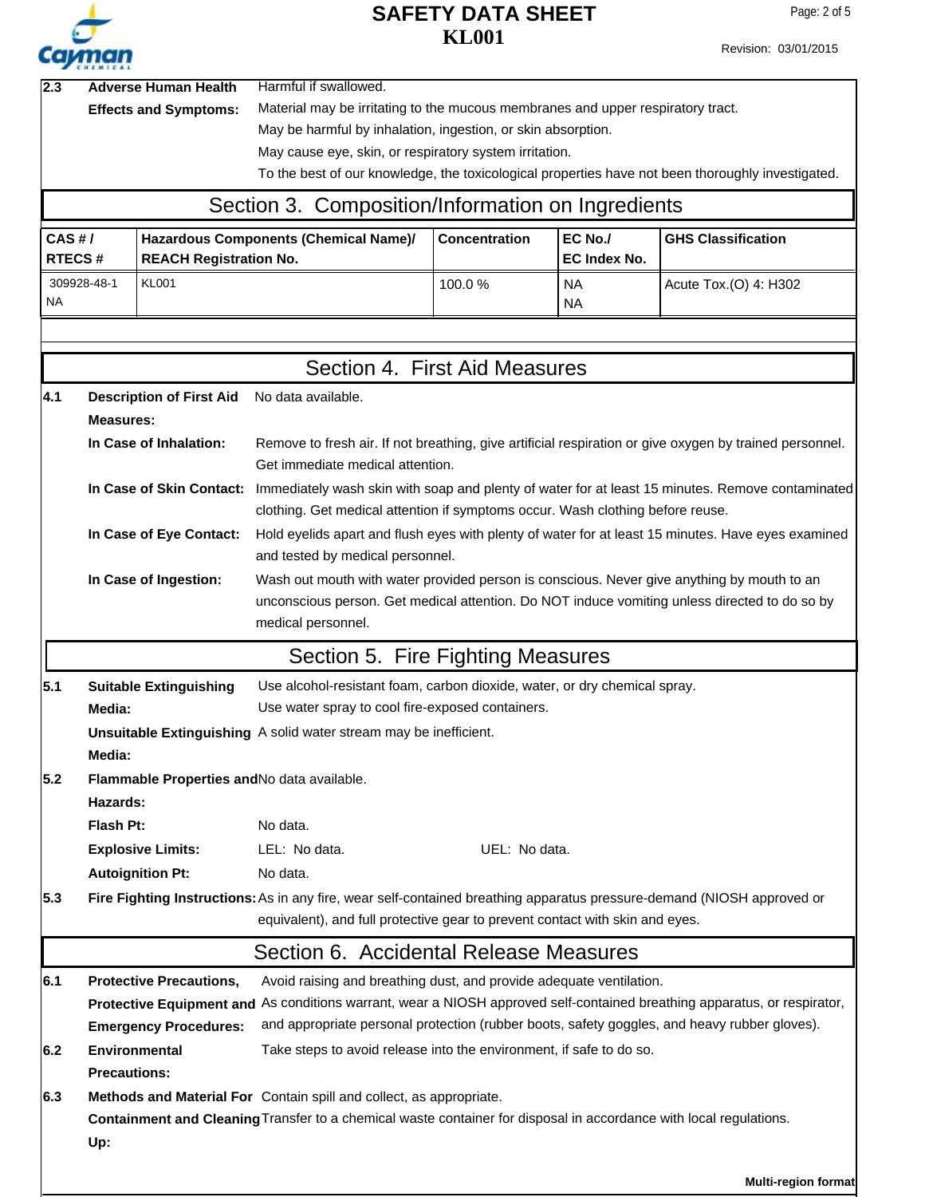**2.3 Adverse Human Health Effects and Symptoms:**
Harmful if swallowed.
Material may be irritating to the mucous membranes and upper respiratory tract.
May be harmful by inhalation, ingestion, or skin absorption.
May cause eye, skin, or respiratory system irritation.
To the best of our knowledge, the toxicological properties have not been thoroughly investigated.

## Section 3. Composition/Information on Ingredients

| CAS # / RTECS # | Hazardous Components (Chemical Name)/ REACH Registration No. | Concentration | EC No./ EC Index No. | GHS Classification |
|---|---|---|---|---|
| 309928-48-1 NA | KL001 | 100.0 % | NA NA | Acute Tox.(O) 4: H302 |

## Section 4. First Aid Measures

**4.1 Description of First Aid Measures:** No data available.

**In Case of Inhalation:** Remove to fresh air. If not breathing, give artificial respiration or give oxygen by trained personnel. Get immediate medical attention.

**In Case of Skin Contact:** Immediately wash skin with soap and plenty of water for at least 15 minutes. Remove contaminated clothing. Get medical attention if symptoms occur. Wash clothing before reuse.

**In Case of Eye Contact:** Hold eyelids apart and flush eyes with plenty of water for at least 15 minutes. Have eyes examined and tested by medical personnel.

**In Case of Ingestion:** Wash out mouth with water provided person is conscious. Never give anything by mouth to an unconscious person. Get medical attention. Do NOT induce vomiting unless directed to do so by medical personnel.

## Section 5. Fire Fighting Measures

**5.1 Suitable Extinguishing Media:** Use alcohol-resistant foam, carbon dioxide, water, or dry chemical spray. Use water spray to cool fire-exposed containers.

**Unsuitable Extinguishing Media:** A solid water stream may be inefficient.

**5.2 Flammable Properties and Hazards:** No data available.

**Flash Pt:** No data.

**Explosive Limits:** LEL: No data. UEL: No data.

**Autoignition Pt:** No data.

**5.3 Fire Fighting Instructions:** As in any fire, wear self-contained breathing apparatus pressure-demand (NIOSH approved or equivalent), and full protective gear to prevent contact with skin and eyes.

## Section 6. Accidental Release Measures

**6.1 Protective Precautions, Protective Equipment and Emergency Procedures:** Avoid raising and breathing dust, and provide adequate ventilation. As conditions warrant, wear a NIOSH approved self-contained breathing apparatus, or respirator, and appropriate personal protection (rubber boots, safety goggles, and heavy rubber gloves).

**6.2 Environmental Precautions:** Take steps to avoid release into the environment, if safe to do so.

**6.3 Methods and Material For Containment and Cleaning Up:** Contain spill and collect, as appropriate. Transfer to a chemical waste container for disposal in accordance with local regulations.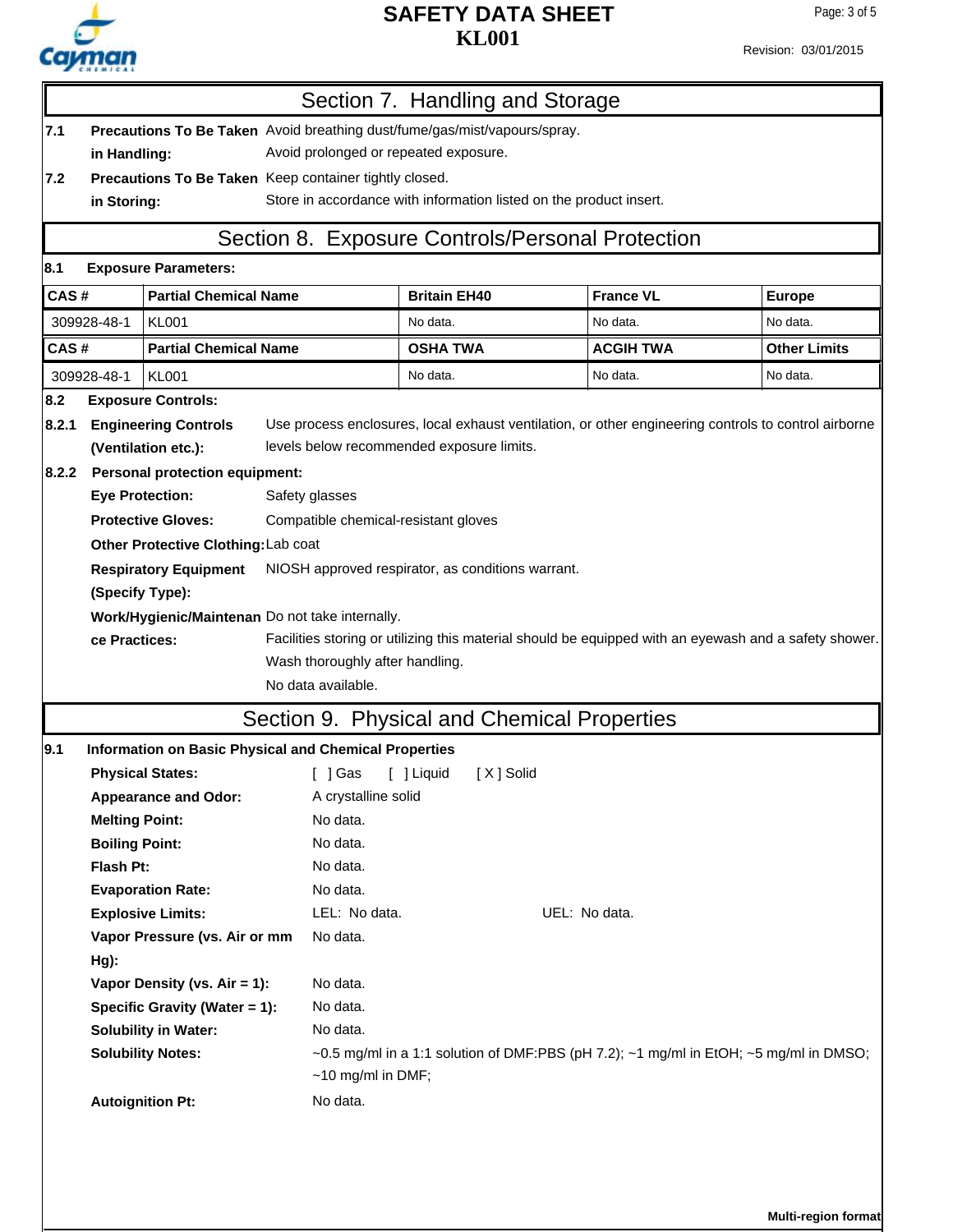## Section 7. Handling and Storage

**7.1 Precautions To Be Taken in Handling:** Avoid breathing dust/fume/gas/mist/vapours/spray.
Avoid prolonged or repeated exposure.

**7.2 Precautions To Be Taken in Storing:** Keep container tightly closed.
Store in accordance with information listed on the product insert.

## Section 8. Exposure Controls/Personal Protection

**8.1 Exposure Parameters:**

| CAS # | Partial Chemical Name | Britain EH40 | France VL | Europe |
|---|---|---|---|---|
| 309928-48-1 | KL001 | No data. | No data. | No data. |
| **CAS #** | **Partial Chemical Name** | **OSHA TWA** | **ACGIH TWA** | **Other Limits** |
| 309928-48-1 | KL001 | No data. | No data. | No data. |

**8.2 Exposure Controls:**

**8.2.1 Engineering Controls (Ventilation etc.):** Use process enclosures, local exhaust ventilation, or other engineering controls to control airborne levels below recommended exposure limits.

**8.2.2 Personal protection equipment:**

**Eye Protection:** Safety glasses

**Protective Gloves:** Compatible chemical-resistant gloves

**Other Protective Clothing:** Lab coat

**Respiratory Equipment (Specify Type):** NIOSH approved respirator, as conditions warrant.

**Work/Hygienic/Maintenance Practices:** Do not take internally.
Facilities storing or utilizing this material should be equipped with an eyewash and a safety shower.
Wash thoroughly after handling.
No data available.

## Section 9. Physical and Chemical Properties

**9.1 Information on Basic Physical and Chemical Properties**

**Physical States:** [ ] Gas [ ] Liquid [ X ] Solid

**Appearance and Odor:** A crystalline solid

**Melting Point:** No data.

**Boiling Point:** No data.

**Flash Pt:** No data.

**Evaporation Rate:** No data.

**Explosive Limits:** LEL: No data. UEL: No data.

**Vapor Pressure (vs. Air or mm Hg):** No data.

**Vapor Density (vs. Air = 1):** No data.

**Specific Gravity (Water = 1):** No data.

**Solubility in Water:** No data.

**Solubility Notes:** ~0.5 mg/ml in a 1:1 solution of DMF:PBS (pH 7.2); ~1 mg/ml in EtOH; ~5 mg/ml in DMSO; ~10 mg/ml in DMF;

**Autoignition Pt:** No data.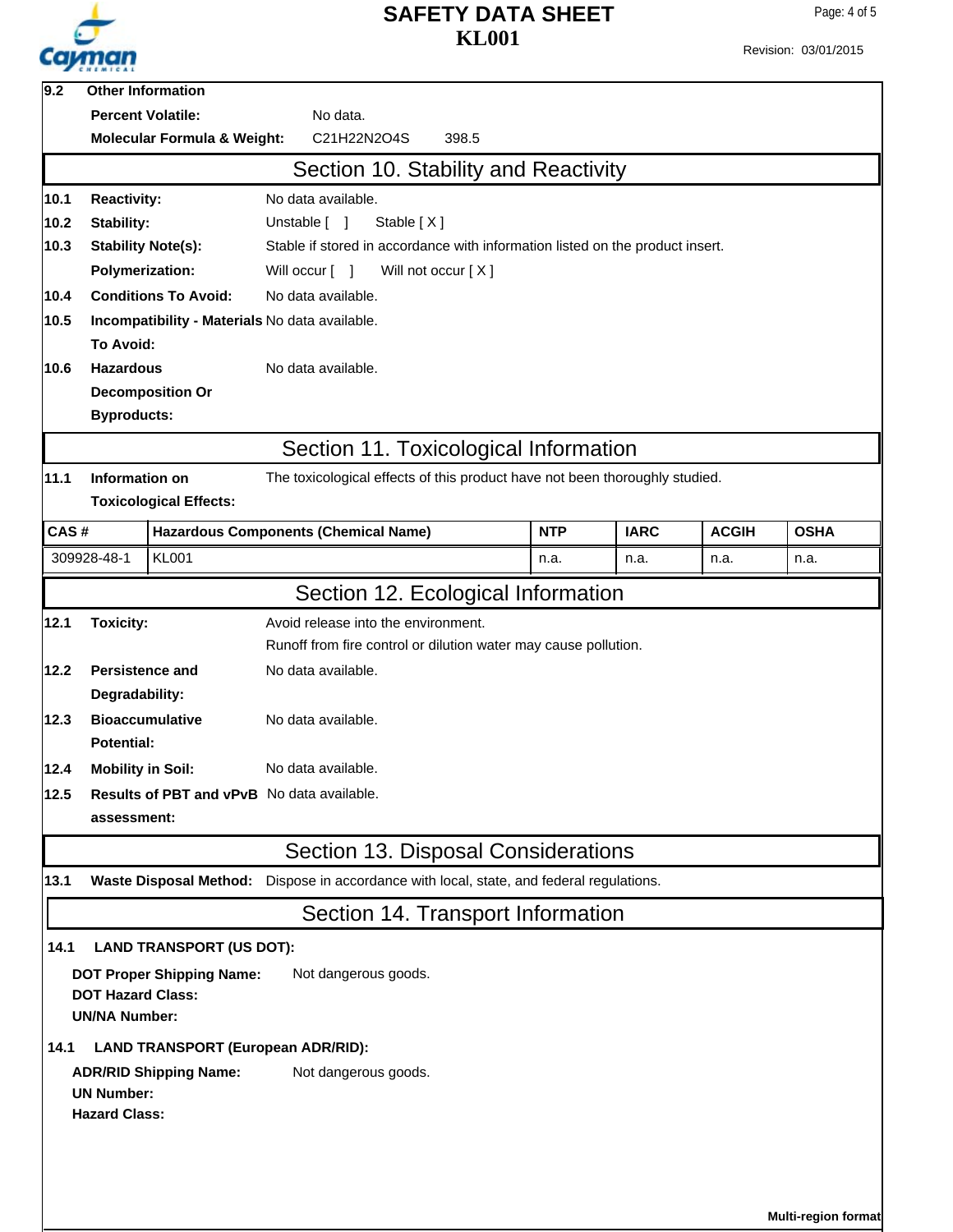**9.2 Other Information**

**Percent Volatile:** No data.

**Molecular Formula & Weight:** $C_{21}H_{22}N_2O_4S$ 398.5

## Section 10. Stability and Reactivity

**10.1 Reactivity:** No data available.

**10.2 Stability:** Unstable [ ] Stable [ X ]

**10.3 Stability Note(s):** Stable if stored in accordance with information listed on the product insert.

**Polymerization:** Will occur [ ] Will not occur [ X ]

**10.4 Conditions To Avoid:** No data available.

**10.5 Incompatibility - Materials To Avoid:** No data available.

**10.6 Hazardous Decomposition Or Byproducts:** No data available.

## Section 11. Toxicological Information

**11.1 Information on Toxicological Effects:** The toxicological effects of this product have not been thoroughly studied.

| CAS # | Hazardous Components (Chemical Name) | NTP | IARC | ACGIH | OSHA |
|---|---|---|---|---|---|
| 309928-48-1 | KL001 | n.a. | n.a. | n.a. | n.a. |

## Section 12. Ecological Information

**12.1 Toxicity:** Avoid release into the environment.
Runoff from fire control or dilution water may cause pollution.

**12.2 Persistence and Degradability:** No data available.

**12.3 Bioaccumulative Potential:** No data available.

**12.4 Mobility in Soil:** No data available.

**12.5 Results of PBT and vPvB assessment:** No data available.

## Section 13. Disposal Considerations

**13.1 Waste Disposal Method:** Dispose in accordance with local, state, and federal regulations.

## Section 14. Transport Information

**14.1 LAND TRANSPORT (US DOT):**

**DOT Proper Shipping Name:** Not dangerous goods.
**DOT Hazard Class:**
**UN/NA Number:**

**14.1 LAND TRANSPORT (European ADR/RID):**

**ADR/RID Shipping Name:** Not dangerous goods.
**UN Number:**
**Hazard Class:**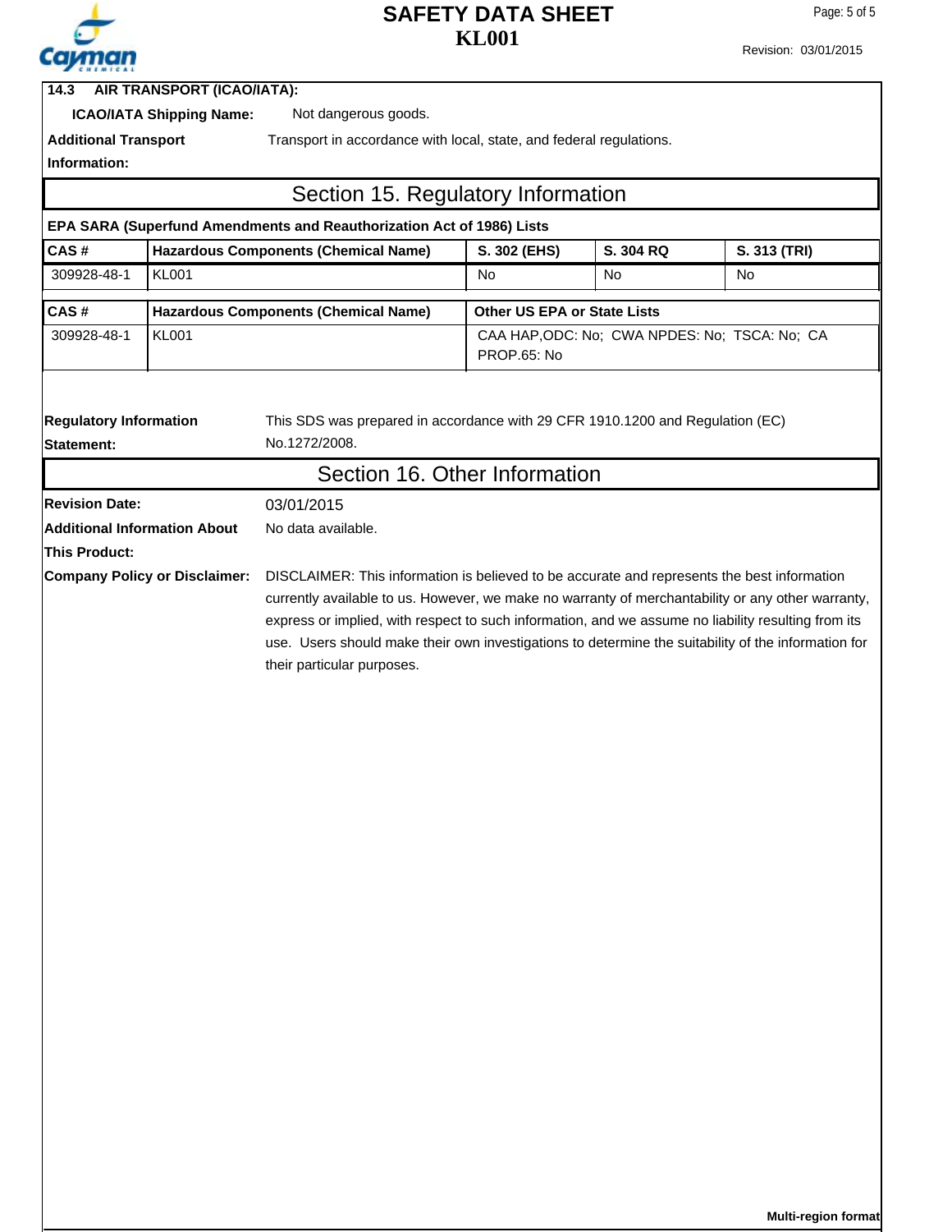**14.3 AIR TRANSPORT (ICAO/IATA):**

**ICAO/IATA Shipping Name:** Not dangerous goods.

**Additional Transport Information:** Transport in accordance with local, state, and federal regulations.

## Section 15. Regulatory Information

**EPA SARA (Superfund Amendments and Reauthorization Act of 1986) Lists**

| CAS # | Hazardous Components (Chemical Name) | S. 302 (EHS) | S. 304 RQ | S. 313 (TRI) |
|---|---|---|---|---|
| 309928-48-1 | KL001 | No | No | No |

| CAS # | Hazardous Components (Chemical Name) | Other US EPA or State Lists |
|---|---|---|
| 309928-48-1 | KL001 | CAA HAP,ODC: No; CWA NPDES: No; TSCA: No; CA PROP.65: No |

**Regulatory Information Statement:** This SDS was prepared in accordance with 29 CFR 1910.1200 and Regulation (EC) No.1272/2008.

## Section 16. Other Information

**Revision Date:** 03/01/2015

**Additional Information About This Product:** No data available.

**Company Policy or Disclaimer:** DISCLAIMER: This information is believed to be accurate and represents the best information currently available to us. However, we make no warranty of merchantability or any other warranty, express or implied, with respect to such information, and we assume no liability resulting from its use. Users should make their own investigations to determine the suitability of the information for their particular purposes.